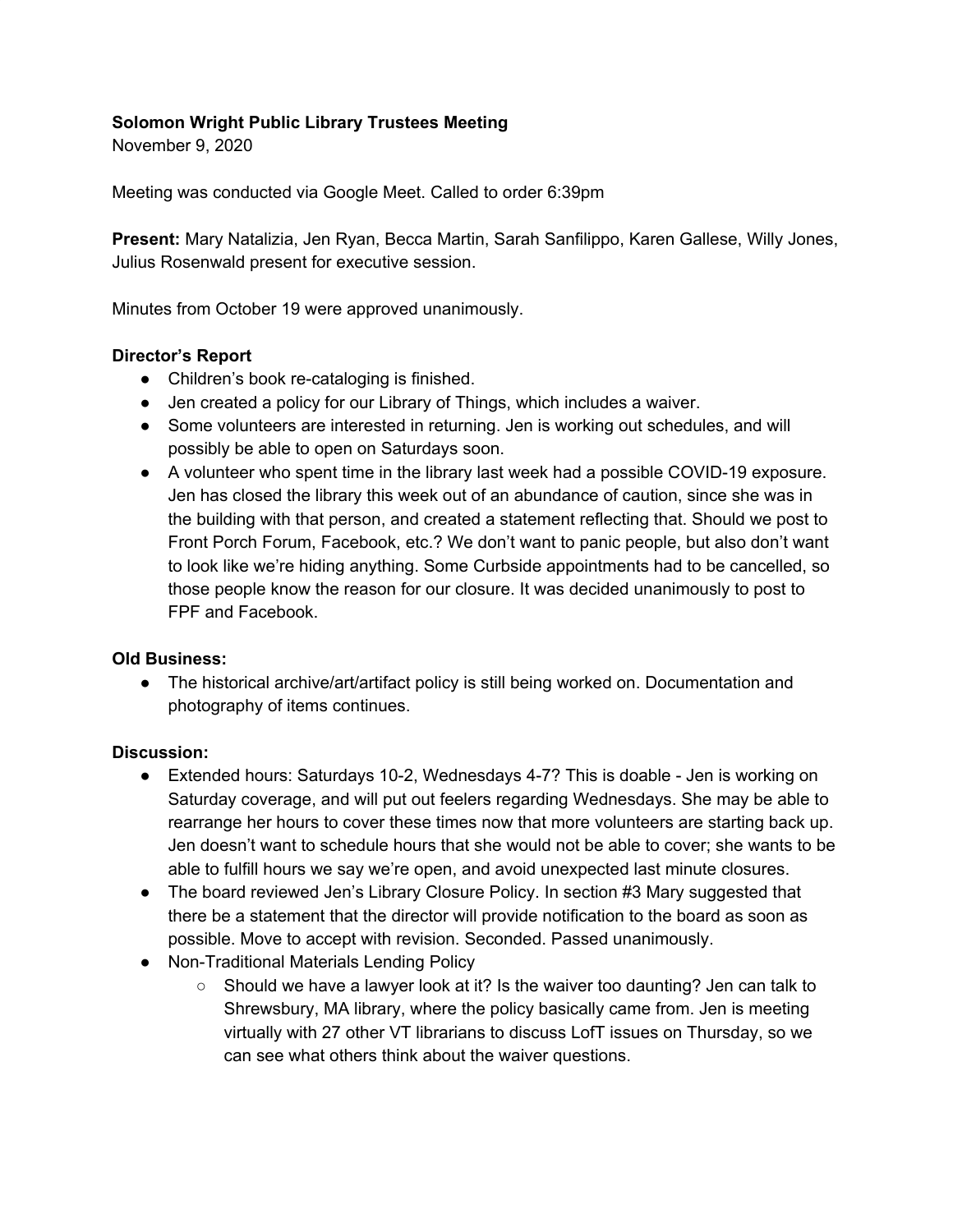**Solomon Wright Public Library Trustees Meeting**
November 9, 2020

Meeting was conducted via Google Meet. Called to order 6:39pm

**Present:** Mary Natalizia, Jen Ryan, Becca Martin, Sarah Sanfilippo, Karen Gallese, Willy Jones, Julius Rosenwald present for executive session.

Minutes from October 19 were approved unanimously.

**Director's Report**

- Children's book re-cataloging is finished.
- Jen created a policy for our Library of Things, which includes a waiver.
- Some volunteers are interested in returning. Jen is working out schedules, and will possibly be able to open on Saturdays soon.
- A volunteer who spent time in the library last week had a possible COVID-19 exposure. Jen has closed the library this week out of an abundance of caution, since she was in the building with that person, and created a statement reflecting that. Should we post to Front Porch Forum, Facebook, etc.? We don't want to panic people, but also don't want to look like we're hiding anything. Some Curbside appointments had to be cancelled, so those people know the reason for our closure. It was decided unanimously to post to FPF and Facebook.

**Old Business:**

- The historical archive/art/artifact policy is still being worked on. Documentation and photography of items continues.

**Discussion:**

- Extended hours: Saturdays 10-2, Wednesdays 4-7? This is doable - Jen is working on Saturday coverage, and will put out feelers regarding Wednesdays. She may be able to rearrange her hours to cover these times now that more volunteers are starting back up. Jen doesn't want to schedule hours that she would not be able to cover; she wants to be able to fulfill hours we say we're open, and avoid unexpected last minute closures.
- The board reviewed Jen's Library Closure Policy. In section #3 Mary suggested that there be a statement that the director will provide notification to the board as soon as possible. Move to accept with revision. Seconded. Passed unanimously.
- Non-Traditional Materials Lending Policy
    - Should we have a lawyer look at it? Is the waiver too daunting? Jen can talk to Shrewsbury, MA library, where the policy basically came from. Jen is meeting virtually with 27 other VT librarians to discuss LofT issues on Thursday, so we can see what others think about the waiver questions.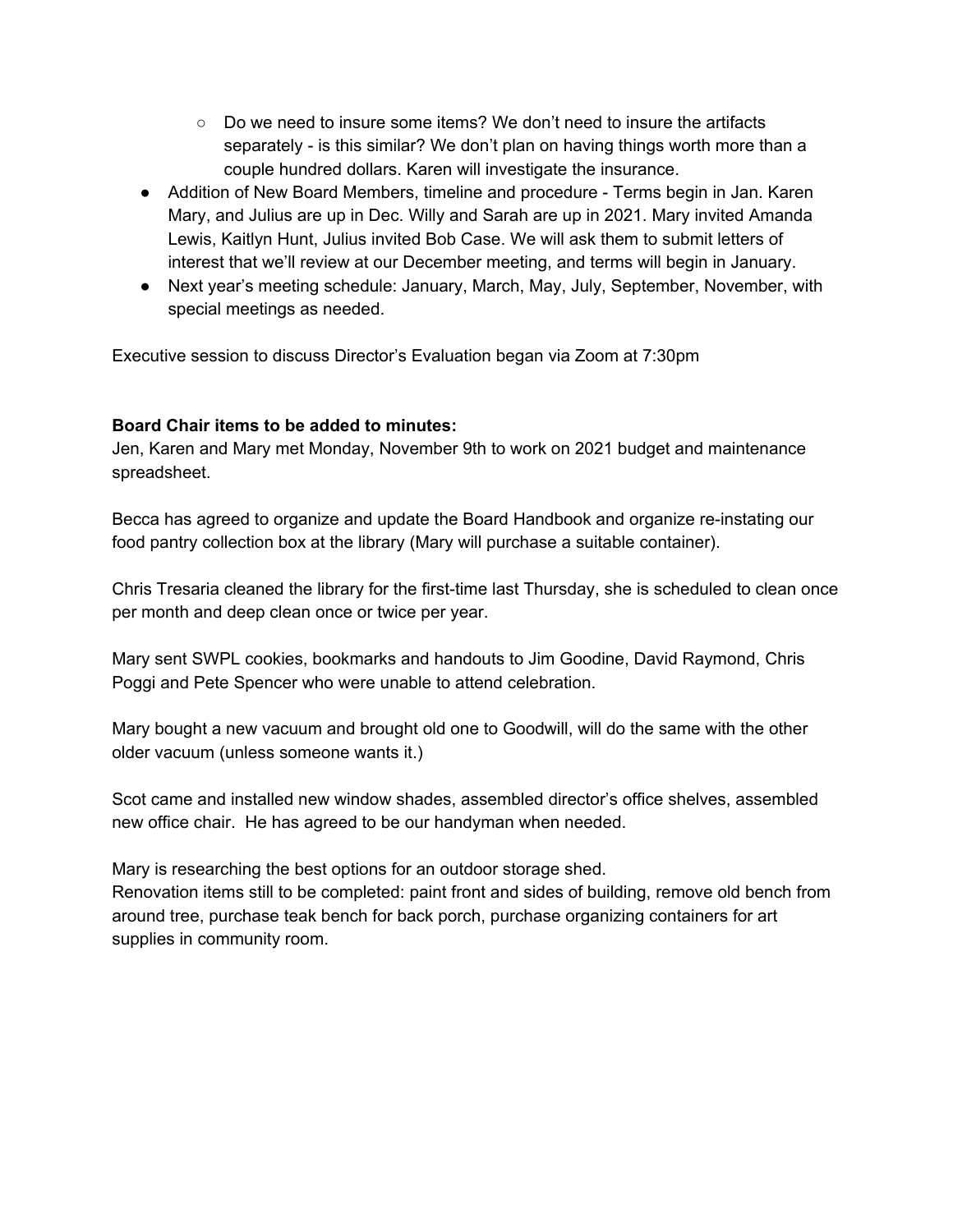- Do we need to insure some items? We don't need to insure the artifacts separately - is this similar? We don't plan on having things worth more than a couple hundred dollars. Karen will investigate the insurance.
- Addition of New Board Members, timeline and procedure - Terms begin in Jan. Karen Mary, and Julius are up in Dec. Willy and Sarah are up in 2021. Mary invited Amanda Lewis, Kaitlyn Hunt, Julius invited Bob Case. We will ask them to submit letters of interest that we'll review at our December meeting, and terms will begin in January.
- Next year's meeting schedule: January, March, May, July, September, November, with special meetings as needed.

Executive session to discuss Director's Evaluation began via Zoom at 7:30pm

**Board Chair items to be added to minutes:**

Jen, Karen and Mary met Monday, November 9th to work on 2021 budget and maintenance spreadsheet.

Becca has agreed to organize and update the Board Handbook and organize re-instating our food pantry collection box at the library (Mary will purchase a suitable container).

Chris Tresaria cleaned the library for the first-time last Thursday, she is scheduled to clean once per month and deep clean once or twice per year.

Mary sent SWPL cookies, bookmarks and handouts to Jim Goodine, David Raymond, Chris Poggi and Pete Spencer who were unable to attend celebration.

Mary bought a new vacuum and brought old one to Goodwill, will do the same with the other older vacuum (unless someone wants it.)

Scot came and installed new window shades, assembled director's office shelves, assembled new office chair. He has agreed to be our handyman when needed.

Mary is researching the best options for an outdoor storage shed.
Renovation items still to be completed: paint front and sides of building, remove old bench from around tree, purchase teak bench for back porch, purchase organizing containers for art supplies in community room.